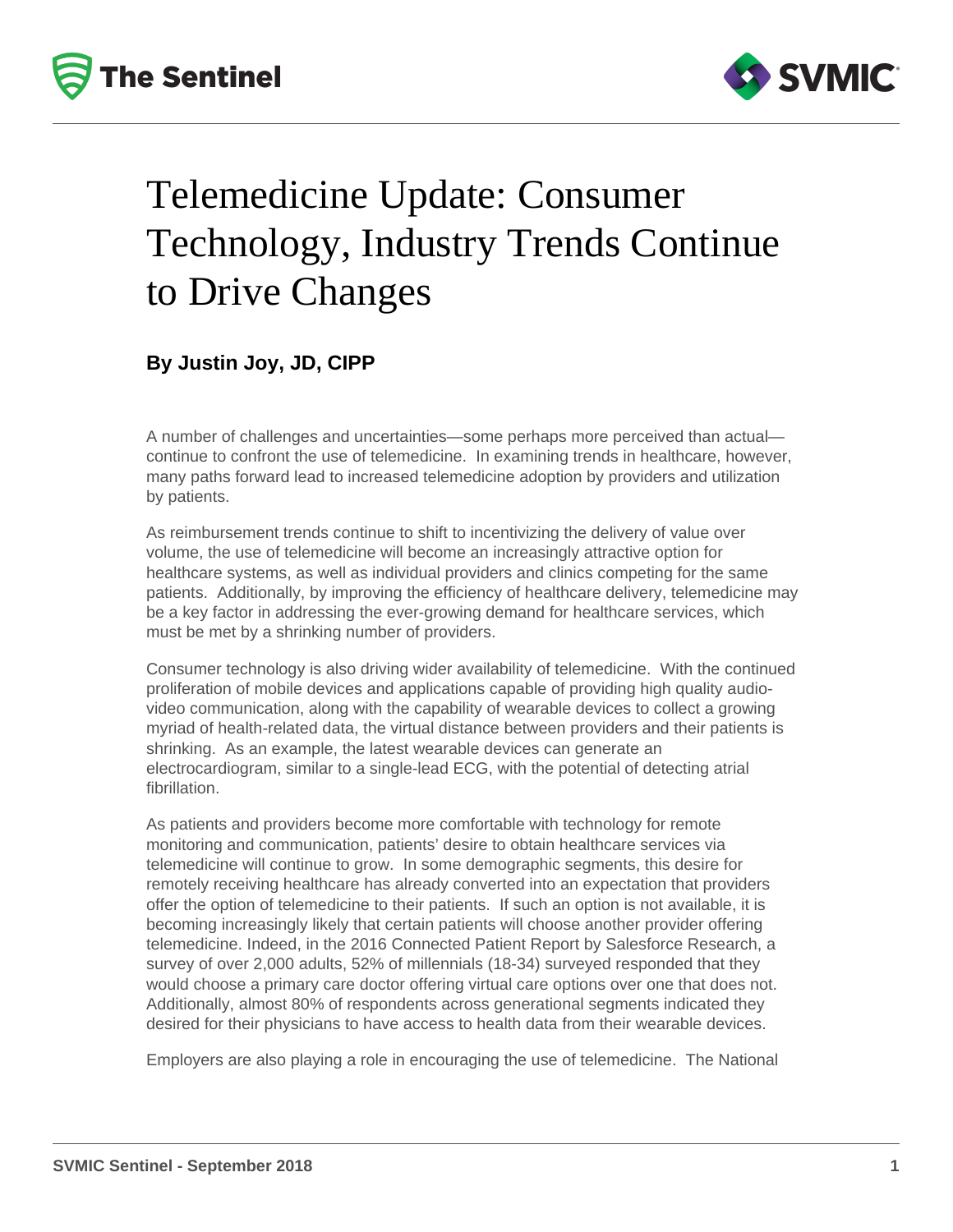# Telemedicine Update: Consumer Technology, Industry Trends Continue to Drive Changes

**By Justin Joy, JD, CIPP**

A number of challenges and uncertainties—some perhaps more perceived than actual—continue to confront the use of telemedicine. In examining trends in healthcare, however, many paths forward lead to increased telemedicine adoption by providers and utilization by patients.

As reimbursement trends continue to shift to incentivizing the delivery of value over volume, the use of telemedicine will become an increasingly attractive option for healthcare systems, as well as individual providers and clinics competing for the same patients. Additionally, by improving the efficiency of healthcare delivery, telemedicine may be a key factor in addressing the ever-growing demand for healthcare services, which must be met by a shrinking number of providers.

Consumer technology is also driving wider availability of telemedicine. With the continued proliferation of mobile devices and applications capable of providing high quality audio-video communication, along with the capability of wearable devices to collect a growing myriad of health-related data, the virtual distance between providers and their patients is shrinking. As an example, the latest wearable devices can generate an electrocardiogram, similar to a single-lead ECG, with the potential of detecting atrial fibrillation.

As patients and providers become more comfortable with technology for remote monitoring and communication, patients' desire to obtain healthcare services via telemedicine will continue to grow. In some demographic segments, this desire for remotely receiving healthcare has already converted into an expectation that providers offer the option of telemedicine to their patients. If such an option is not available, it is becoming increasingly likely that certain patients will choose another provider offering telemedicine. Indeed, in the 2016 Connected Patient Report by Salesforce Research, a survey of over 2,000 adults, 52% of millennials (18-34) surveyed responded that they would choose a primary care doctor offering virtual care options over one that does not. Additionally, almost 80% of respondents across generational segments indicated they desired for their physicians to have access to health data from their wearable devices.

Employers are also playing a role in encouraging the use of telemedicine. The National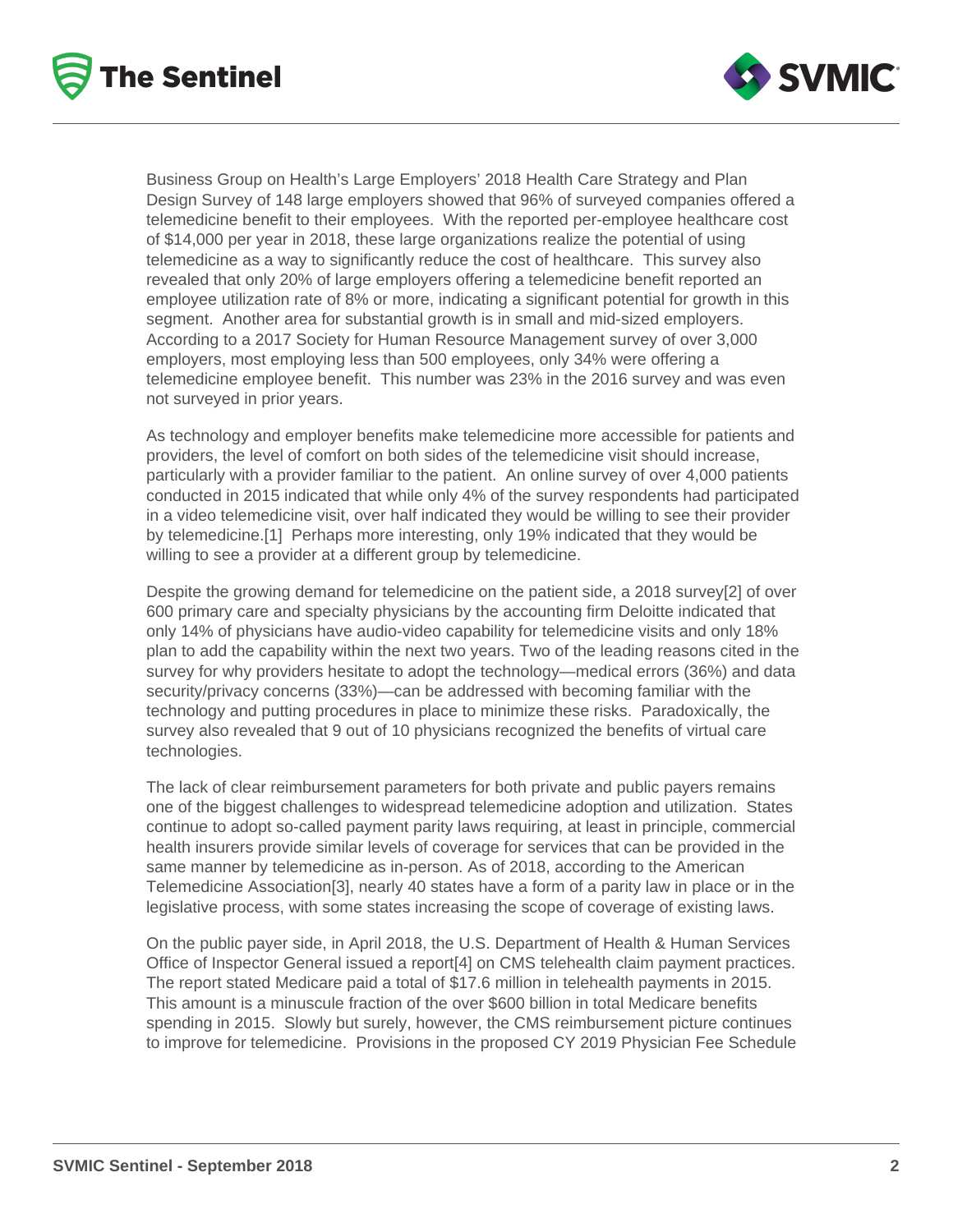Business Group on Health's Large Employers' 2018 Health Care Strategy and Plan Design Survey of 148 large employers showed that 96% of surveyed companies offered a telemedicine benefit to their employees. With the reported per-employee healthcare cost of $14,000 per year in 2018, these large organizations realize the potential of using telemedicine as a way to significantly reduce the cost of healthcare. This survey also revealed that only 20% of large employers offering a telemedicine benefit reported an employee utilization rate of 8% or more, indicating a significant potential for growth in this segment. Another area for substantial growth is in small and mid-sized employers. According to a 2017 Society for Human Resource Management survey of over 3,000 employers, most employing less than 500 employees, only 34% were offering a telemedicine employee benefit. This number was 23% in the 2016 survey and was even not surveyed in prior years.

As technology and employer benefits make telemedicine more accessible for patients and providers, the level of comfort on both sides of the telemedicine visit should increase, particularly with a provider familiar to the patient. An online survey of over 4,000 patients conducted in 2015 indicated that while only 4% of the survey respondents had participated in a video telemedicine visit, over half indicated they would be willing to see their provider by telemedicine.[1] Perhaps more interesting, only 19% indicated that they would be willing to see a provider at a different group by telemedicine.

Despite the growing demand for telemedicine on the patient side, a 2018 survey[2] of over 600 primary care and specialty physicians by the accounting firm Deloitte indicated that only 14% of physicians have audio-video capability for telemedicine visits and only 18% plan to add the capability within the next two years. Two of the leading reasons cited in the survey for why providers hesitate to adopt the technology—medical errors (36%) and data security/privacy concerns (33%)—can be addressed with becoming familiar with the technology and putting procedures in place to minimize these risks. Paradoxically, the survey also revealed that 9 out of 10 physicians recognized the benefits of virtual care technologies.

The lack of clear reimbursement parameters for both private and public payers remains one of the biggest challenges to widespread telemedicine adoption and utilization. States continue to adopt so-called payment parity laws requiring, at least in principle, commercial health insurers provide similar levels of coverage for services that can be provided in the same manner by telemedicine as in-person. As of 2018, according to the American Telemedicine Association[3], nearly 40 states have a form of a parity law in place or in the legislative process, with some states increasing the scope of coverage of existing laws.

On the public payer side, in April 2018, the U.S. Department of Health & Human Services Office of Inspector General issued a report[4] on CMS telehealth claim payment practices. The report stated Medicare paid a total of $17.6 million in telehealth payments in 2015. This amount is a minuscule fraction of the over $600 billion in total Medicare benefits spending in 2015. Slowly but surely, however, the CMS reimbursement picture continues to improve for telemedicine. Provisions in the proposed CY 2019 Physician Fee Schedule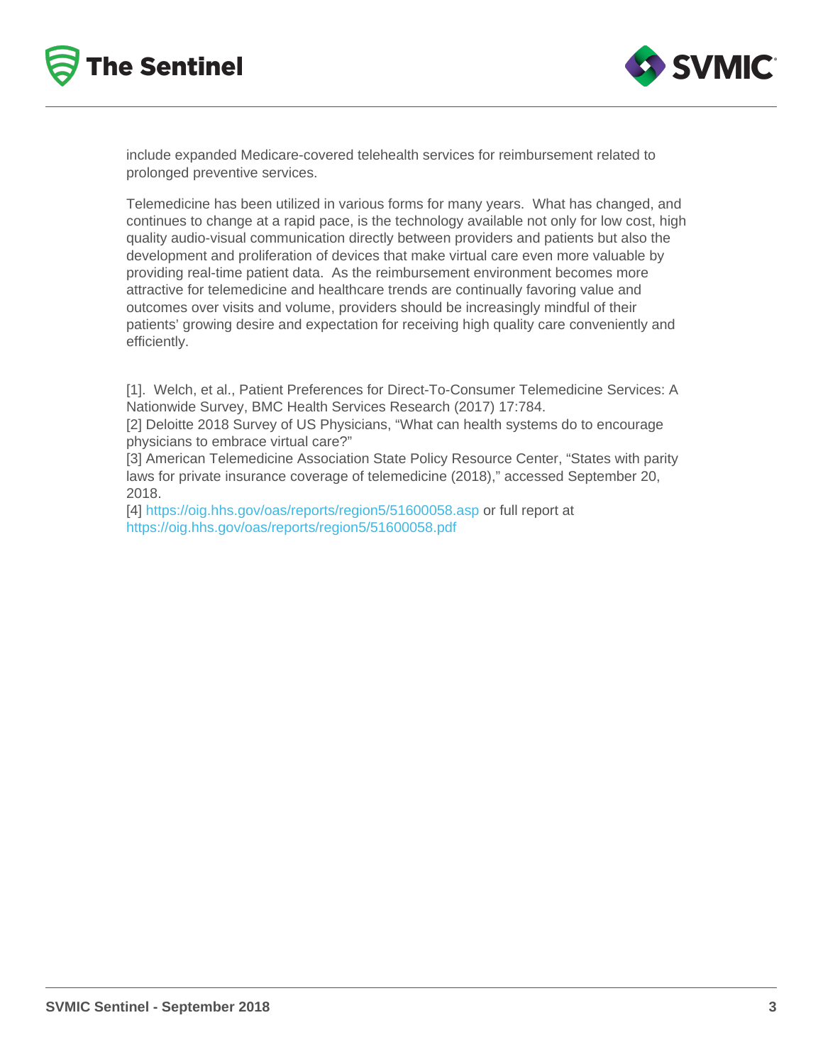include expanded Medicare-covered telehealth services for reimbursement related to prolonged preventive services.

Telemedicine has been utilized in various forms for many years.  What has changed, and continues to change at a rapid pace, is the technology available not only for low cost, high quality audio-visual communication directly between providers and patients but also the development and proliferation of devices that make virtual care even more valuable by providing real-time patient data.  As the reimbursement environment becomes more attractive for telemedicine and healthcare trends are continually favoring value and outcomes over visits and volume, providers should be increasingly mindful of their patients' growing desire and expectation for receiving high quality care conveniently and efficiently.

[1].  Welch, et al., Patient Preferences for Direct-To-Consumer Telemedicine Services: A Nationwide Survey, BMC Health Services Research (2017) 17:784.
[2] Deloitte 2018 Survey of US Physicians, "What can health systems do to encourage physicians to embrace virtual care?"
[3] American Telemedicine Association State Policy Resource Center, "States with parity laws for private insurance coverage of telemedicine (2018)," accessed September 20, 2018.
[4] https://oig.hhs.gov/oas/reports/region5/51600058.asp or full report at https://oig.hhs.gov/oas/reports/region5/51600058.pdf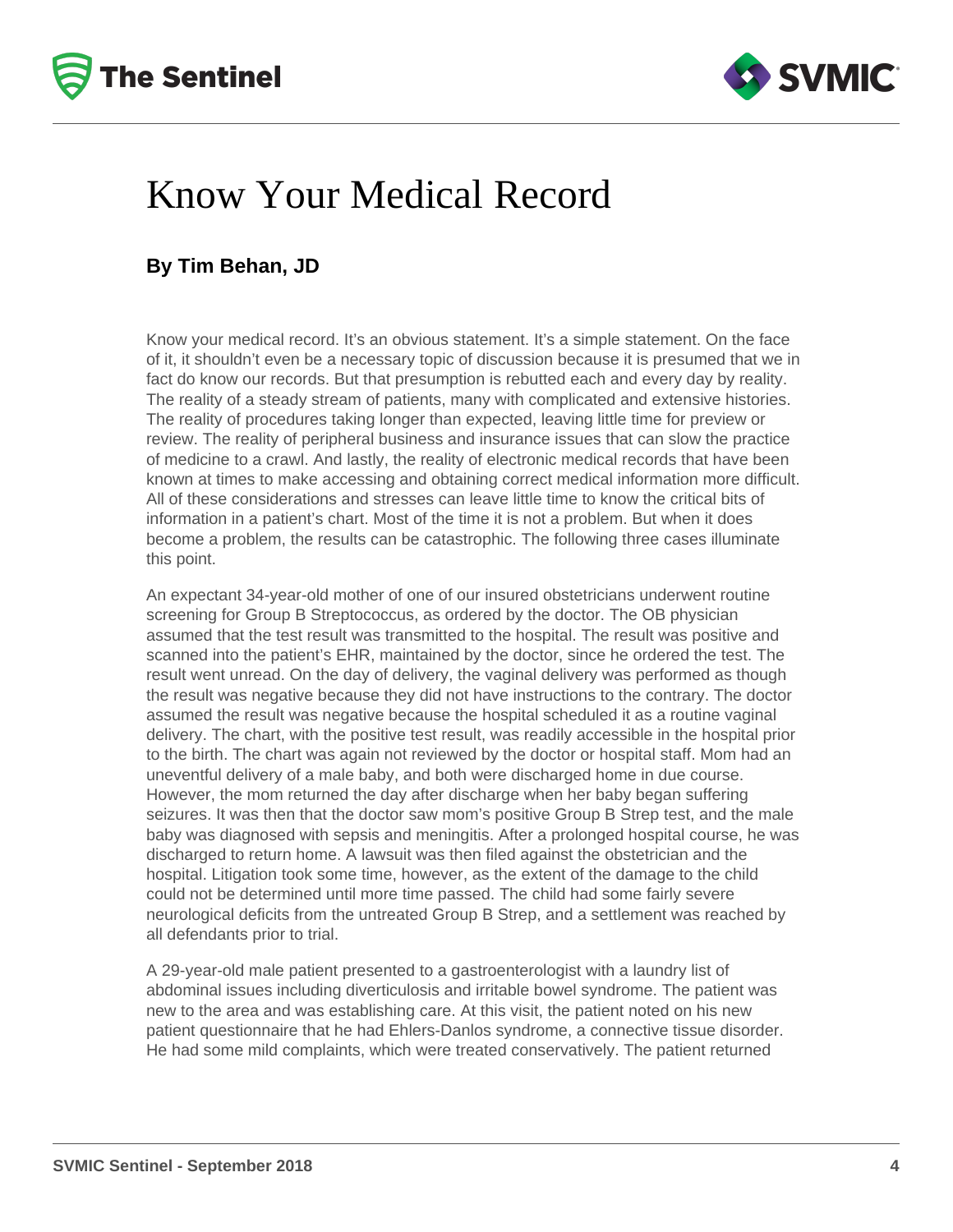# Know Your Medical Record

**By Tim Behan, JD**

Know your medical record. It's an obvious statement. It's a simple statement. On the face of it, it shouldn't even be a necessary topic of discussion because it is presumed that we in fact do know our records. But that presumption is rebutted each and every day by reality. The reality of a steady stream of patients, many with complicated and extensive histories. The reality of procedures taking longer than expected, leaving little time for preview or review. The reality of peripheral business and insurance issues that can slow the practice of medicine to a crawl. And lastly, the reality of electronic medical records that have been known at times to make accessing and obtaining correct medical information more difficult. All of these considerations and stresses can leave little time to know the critical bits of information in a patient's chart. Most of the time it is not a problem. But when it does become a problem, the results can be catastrophic. The following three cases illuminate this point.

An expectant 34-year-old mother of one of our insured obstetricians underwent routine screening for Group B Streptococcus, as ordered by the doctor. The OB physician assumed that the test result was transmitted to the hospital. The result was positive and scanned into the patient's EHR, maintained by the doctor, since he ordered the test. The result went unread. On the day of delivery, the vaginal delivery was performed as though the result was negative because they did not have instructions to the contrary. The doctor assumed the result was negative because the hospital scheduled it as a routine vaginal delivery. The chart, with the positive test result, was readily accessible in the hospital prior to the birth. The chart was again not reviewed by the doctor or hospital staff. Mom had an uneventful delivery of a male baby, and both were discharged home in due course. However, the mom returned the day after discharge when her baby began suffering seizures. It was then that the doctor saw mom's positive Group B Strep test, and the male baby was diagnosed with sepsis and meningitis. After a prolonged hospital course, he was discharged to return home. A lawsuit was then filed against the obstetrician and the hospital. Litigation took some time, however, as the extent of the damage to the child could not be determined until more time passed. The child had some fairly severe neurological deficits from the untreated Group B Strep, and a settlement was reached by all defendants prior to trial.

A 29-year-old male patient presented to a gastroenterologist with a laundry list of abdominal issues including diverticulosis and irritable bowel syndrome. The patient was new to the area and was establishing care. At this visit, the patient noted on his new patient questionnaire that he had Ehlers-Danlos syndrome, a connective tissue disorder. He had some mild complaints, which were treated conservatively. The patient returned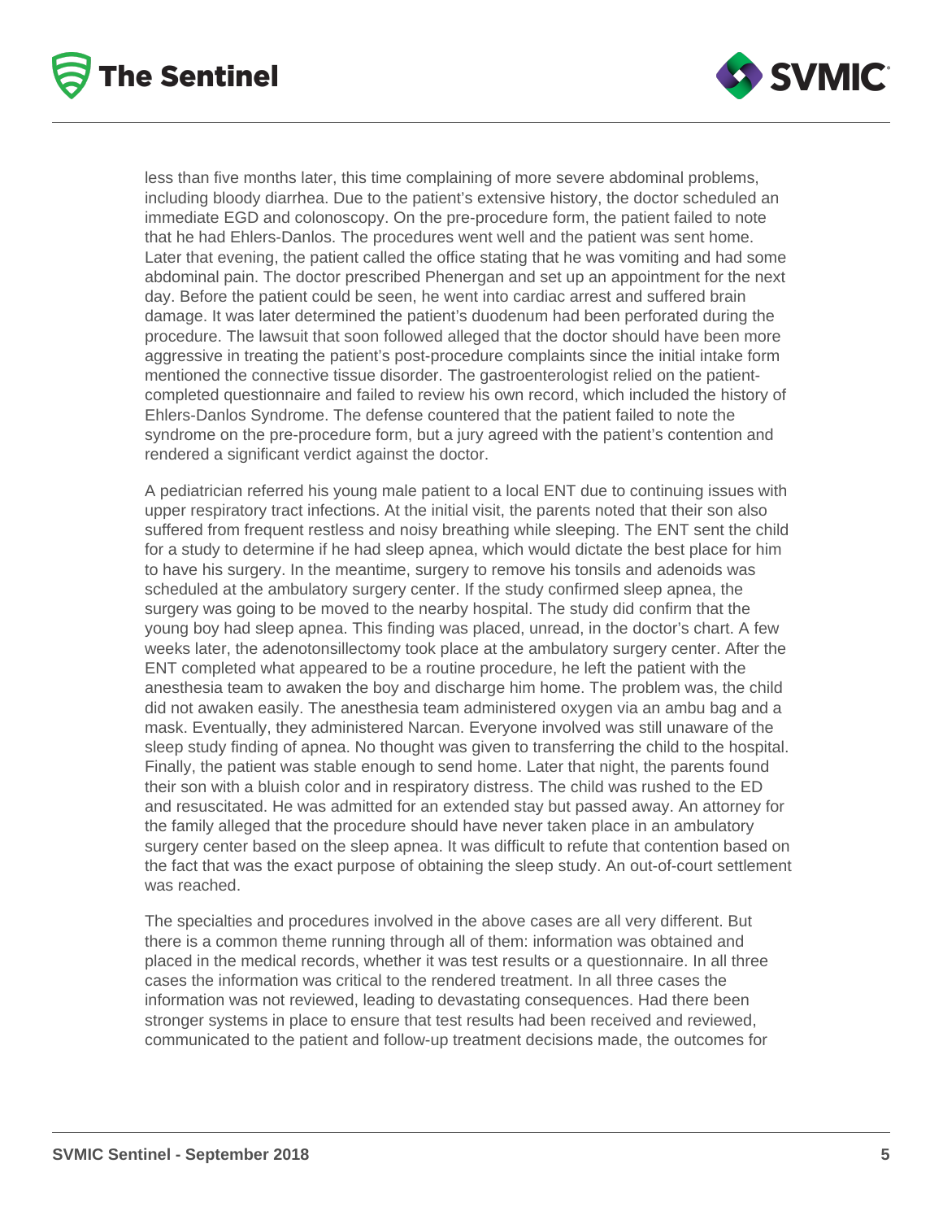less than five months later, this time complaining of more severe abdominal problems, including bloody diarrhea. Due to the patient's extensive history, the doctor scheduled an immediate EGD and colonoscopy. On the pre-procedure form, the patient failed to note that he had Ehlers-Danlos. The procedures went well and the patient was sent home. Later that evening, the patient called the office stating that he was vomiting and had some abdominal pain. The doctor prescribed Phenergan and set up an appointment for the next day. Before the patient could be seen, he went into cardiac arrest and suffered brain damage. It was later determined the patient's duodenum had been perforated during the procedure. The lawsuit that soon followed alleged that the doctor should have been more aggressive in treating the patient's post-procedure complaints since the initial intake form mentioned the connective tissue disorder. The gastroenterologist relied on the patient-completed questionnaire and failed to review his own record, which included the history of Ehlers-Danlos Syndrome. The defense countered that the patient failed to note the syndrome on the pre-procedure form, but a jury agreed with the patient's contention and rendered a significant verdict against the doctor.

A pediatrician referred his young male patient to a local ENT due to continuing issues with upper respiratory tract infections. At the initial visit, the parents noted that their son also suffered from frequent restless and noisy breathing while sleeping. The ENT sent the child for a study to determine if he had sleep apnea, which would dictate the best place for him to have his surgery. In the meantime, surgery to remove his tonsils and adenoids was scheduled at the ambulatory surgery center. If the study confirmed sleep apnea, the surgery was going to be moved to the nearby hospital. The study did confirm that the young boy had sleep apnea. This finding was placed, unread, in the doctor's chart. A few weeks later, the adenotonsillectomy took place at the ambulatory surgery center. After the ENT completed what appeared to be a routine procedure, he left the patient with the anesthesia team to awaken the boy and discharge him home. The problem was, the child did not awaken easily. The anesthesia team administered oxygen via an ambu bag and a mask. Eventually, they administered Narcan. Everyone involved was still unaware of the sleep study finding of apnea. No thought was given to transferring the child to the hospital. Finally, the patient was stable enough to send home. Later that night, the parents found their son with a bluish color and in respiratory distress. The child was rushed to the ED and resuscitated. He was admitted for an extended stay but passed away. An attorney for the family alleged that the procedure should have never taken place in an ambulatory surgery center based on the sleep apnea. It was difficult to refute that contention based on the fact that was the exact purpose of obtaining the sleep study. An out-of-court settlement was reached.

The specialties and procedures involved in the above cases are all very different. But there is a common theme running through all of them: information was obtained and placed in the medical records, whether it was test results or a questionnaire. In all three cases the information was critical to the rendered treatment. In all three cases the information was not reviewed, leading to devastating consequences. Had there been stronger systems in place to ensure that test results had been received and reviewed, communicated to the patient and follow-up treatment decisions made, the outcomes for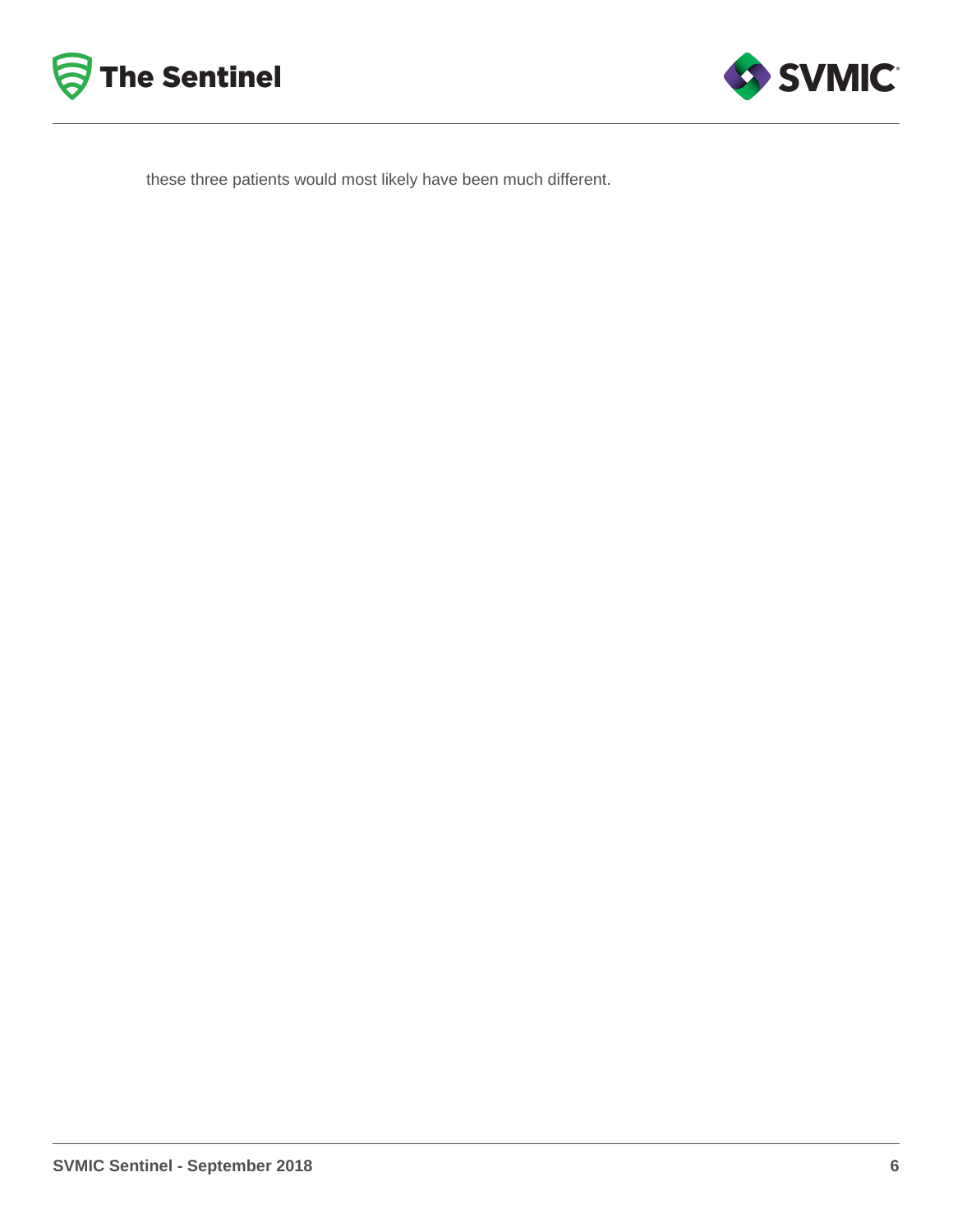these three patients would most likely have been much different.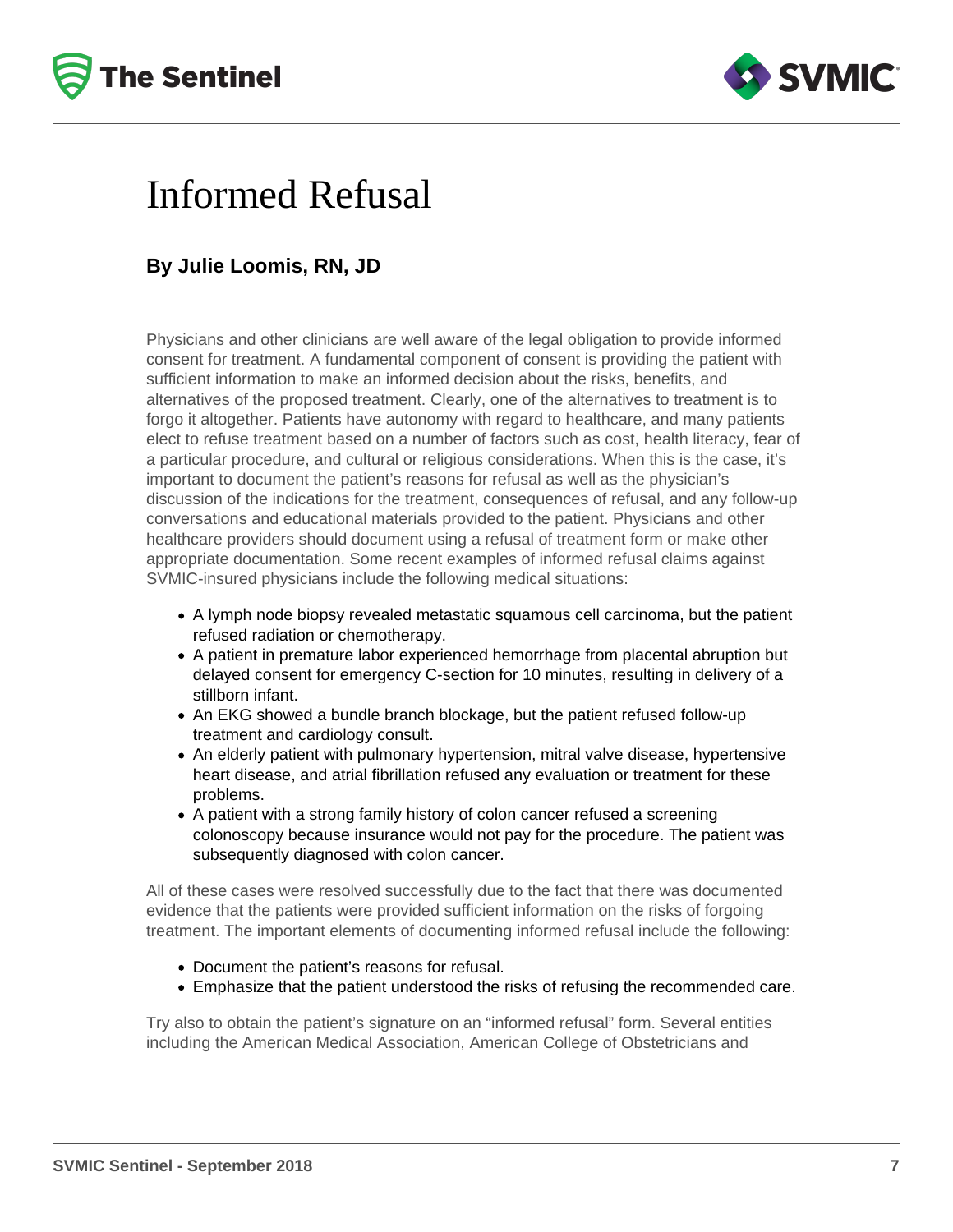# Informed Refusal

**By Julie Loomis, RN, JD**

Physicians and other clinicians are well aware of the legal obligation to provide informed consent for treatment. A fundamental component of consent is providing the patient with sufficient information to make an informed decision about the risks, benefits, and alternatives of the proposed treatment. Clearly, one of the alternatives to treatment is to forgo it altogether. Patients have autonomy with regard to healthcare, and many patients elect to refuse treatment based on a number of factors such as cost, health literacy, fear of a particular procedure, and cultural or religious considerations. When this is the case, it's important to document the patient's reasons for refusal as well as the physician's discussion of the indications for the treatment, consequences of refusal, and any follow-up conversations and educational materials provided to the patient. Physicians and other healthcare providers should document using a refusal of treatment form or make other appropriate documentation. Some recent examples of informed refusal claims against SVMIC-insured physicians include the following medical situations:

- A lymph node biopsy revealed metastatic squamous cell carcinoma, but the patient refused radiation or chemotherapy.
- A patient in premature labor experienced hemorrhage from placental abruption but delayed consent for emergency C-section for 10 minutes, resulting in delivery of a stillborn infant.
- An EKG showed a bundle branch blockage, but the patient refused follow-up treatment and cardiology consult.
- An elderly patient with pulmonary hypertension, mitral valve disease, hypertensive heart disease, and atrial fibrillation refused any evaluation or treatment for these problems.
- A patient with a strong family history of colon cancer refused a screening colonoscopy because insurance would not pay for the procedure. The patient was subsequently diagnosed with colon cancer.

All of these cases were resolved successfully due to the fact that there was documented evidence that the patients were provided sufficient information on the risks of forgoing treatment. The important elements of documenting informed refusal include the following:

- Document the patient's reasons for refusal.
- Emphasize that the patient understood the risks of refusing the recommended care.

Try also to obtain the patient's signature on an "informed refusal" form. Several entities including the American Medical Association, American College of Obstetricians and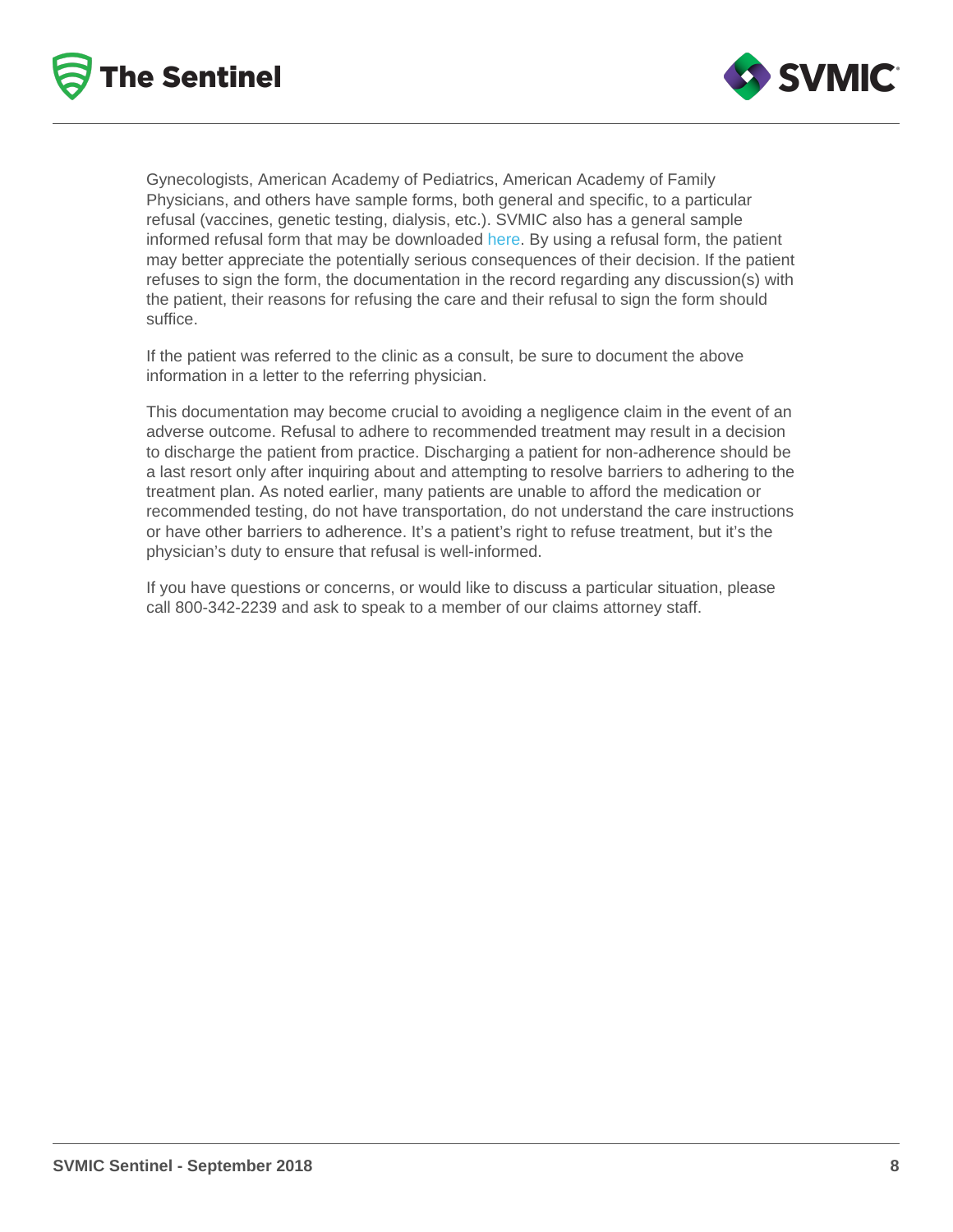Gynecologists, American Academy of Pediatrics, American Academy of Family Physicians, and others have sample forms, both general and specific, to a particular refusal (vaccines, genetic testing, dialysis, etc.). SVMIC also has a general sample informed refusal form that may be downloaded here. By using a refusal form, the patient may better appreciate the potentially serious consequences of their decision. If the patient refuses to sign the form, the documentation in the record regarding any discussion(s) with the patient, their reasons for refusing the care and their refusal to sign the form should suffice.

If the patient was referred to the clinic as a consult, be sure to document the above information in a letter to the referring physician.

This documentation may become crucial to avoiding a negligence claim in the event of an adverse outcome. Refusal to adhere to recommended treatment may result in a decision to discharge the patient from practice. Discharging a patient for non-adherence should be a last resort only after inquiring about and attempting to resolve barriers to adhering to the treatment plan. As noted earlier, many patients are unable to afford the medication or recommended testing, do not have transportation, do not understand the care instructions or have other barriers to adherence. It's a patient's right to refuse treatment, but it's the physician's duty to ensure that refusal is well-informed.

If you have questions or concerns, or would like to discuss a particular situation, please call 800-342-2239 and ask to speak to a member of our claims attorney staff.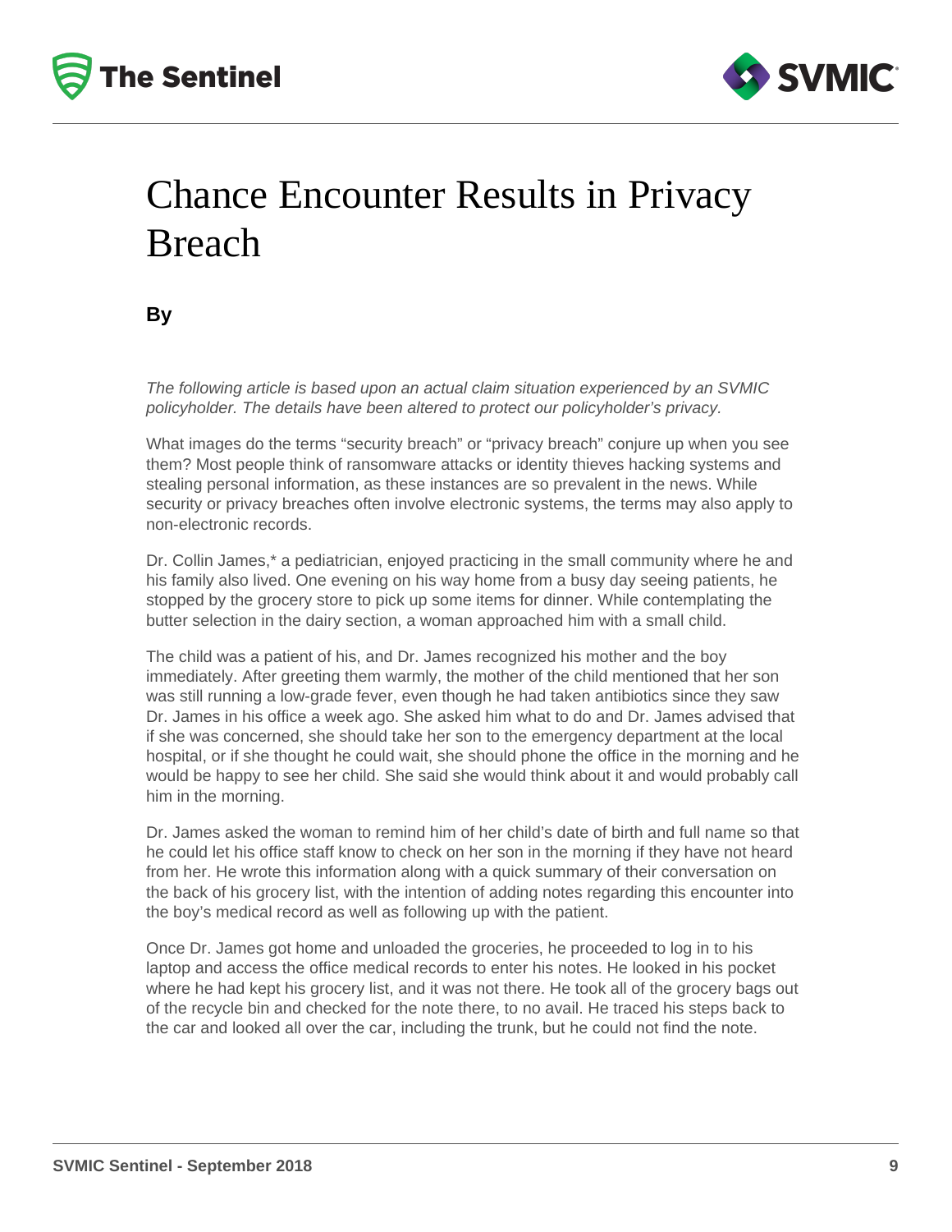# Chance Encounter Results in Privacy Breach

**By**

*The following article is based upon an actual claim situation experienced by an SVMIC policyholder. The details have been altered to protect our policyholder's privacy.*

What images do the terms "security breach" or "privacy breach" conjure up when you see them? Most people think of ransomware attacks or identity thieves hacking systems and stealing personal information, as these instances are so prevalent in the news. While security or privacy breaches often involve electronic systems, the terms may also apply to non-electronic records.

Dr. Collin James,* a pediatrician, enjoyed practicing in the small community where he and his family also lived. One evening on his way home from a busy day seeing patients, he stopped by the grocery store to pick up some items for dinner. While contemplating the butter selection in the dairy section, a woman approached him with a small child.

The child was a patient of his, and Dr. James recognized his mother and the boy immediately. After greeting them warmly, the mother of the child mentioned that her son was still running a low-grade fever, even though he had taken antibiotics since they saw Dr. James in his office a week ago. She asked him what to do and Dr. James advised that if she was concerned, she should take her son to the emergency department at the local hospital, or if she thought he could wait, she should phone the office in the morning and he would be happy to see her child. She said she would think about it and would probably call him in the morning.

Dr. James asked the woman to remind him of her child's date of birth and full name so that he could let his office staff know to check on her son in the morning if they have not heard from her. He wrote this information along with a quick summary of their conversation on the back of his grocery list, with the intention of adding notes regarding this encounter into the boy's medical record as well as following up with the patient.

Once Dr. James got home and unloaded the groceries, he proceeded to log in to his laptop and access the office medical records to enter his notes. He looked in his pocket where he had kept his grocery list, and it was not there. He took all of the grocery bags out of the recycle bin and checked for the note there, to no avail. He traced his steps back to the car and looked all over the car, including the trunk, but he could not find the note.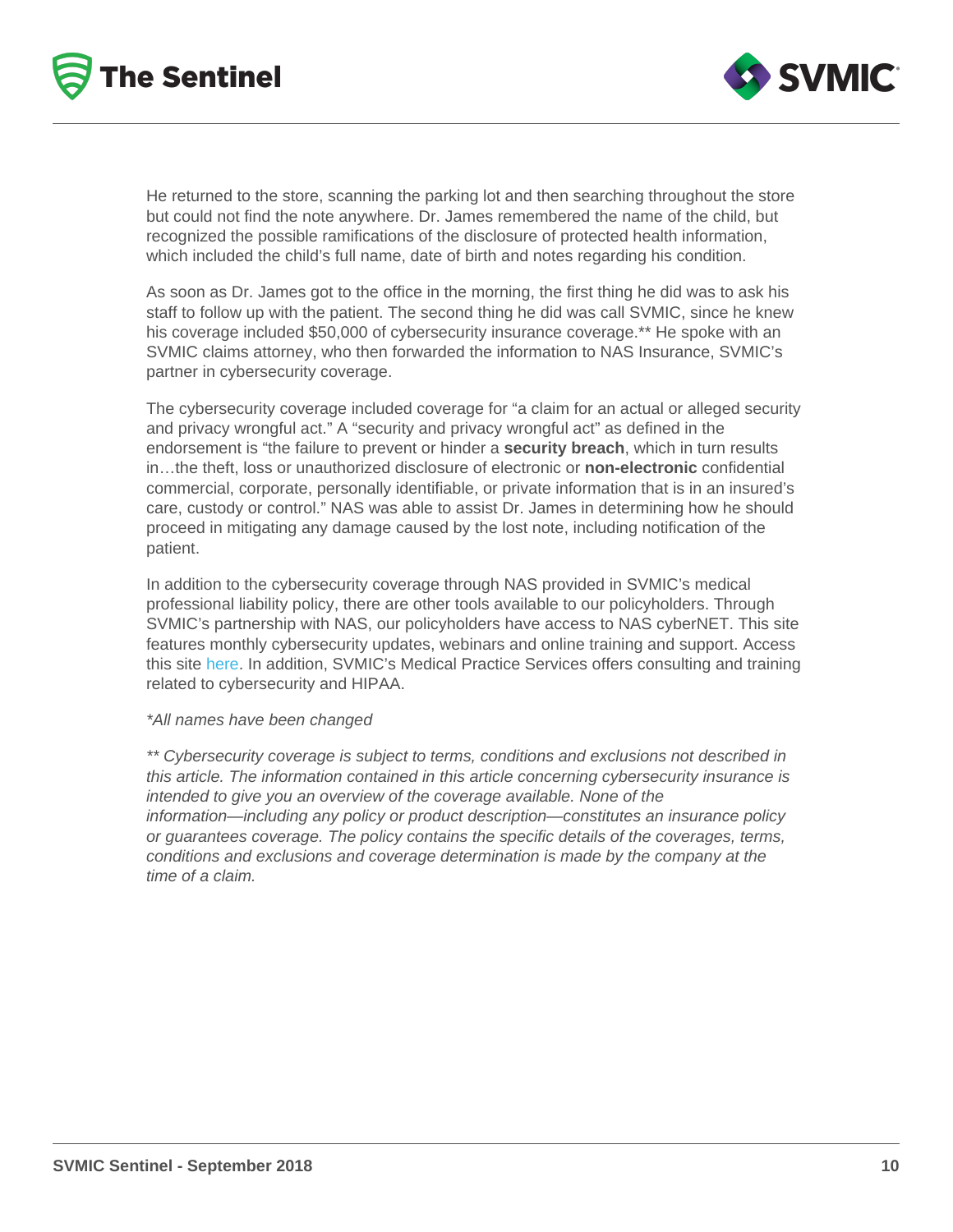He returned to the store, scanning the parking lot and then searching throughout the store but could not find the note anywhere. Dr. James remembered the name of the child, but recognized the possible ramifications of the disclosure of protected health information, which included the child's full name, date of birth and notes regarding his condition.

As soon as Dr. James got to the office in the morning, the first thing he did was to ask his staff to follow up with the patient. The second thing he did was call SVMIC, since he knew his coverage included $50,000 of cybersecurity insurance coverage.** He spoke with an SVMIC claims attorney, who then forwarded the information to NAS Insurance, SVMIC's partner in cybersecurity coverage.

The cybersecurity coverage included coverage for "a claim for an actual or alleged security and privacy wrongful act." A "security and privacy wrongful act" as defined in the endorsement is "the failure to prevent or hinder a **security breach**, which in turn results in…the theft, loss or unauthorized disclosure of electronic or **non-electronic** confidential commercial, corporate, personally identifiable, or private information that is in an insured's care, custody or control." NAS was able to assist Dr. James in determining how he should proceed in mitigating any damage caused by the lost note, including notification of the patient.

In addition to the cybersecurity coverage through NAS provided in SVMIC's medical professional liability policy, there are other tools available to our policyholders. Through SVMIC's partnership with NAS, our policyholders have access to NAS cyberNET. This site features monthly cybersecurity updates, webinars and online training and support. Access this site here. In addition, SVMIC's Medical Practice Services offers consulting and training related to cybersecurity and HIPAA.

*\*All names have been changed*

*\*\* Cybersecurity coverage is subject to terms, conditions and exclusions not described in this article. The information contained in this article concerning cybersecurity insurance is intended to give you an overview of the coverage available. None of the information—including any policy or product description—constitutes an insurance policy or guarantees coverage. The policy contains the specific details of the coverages, terms, conditions and exclusions and coverage determination is made by the company at the time of a claim.*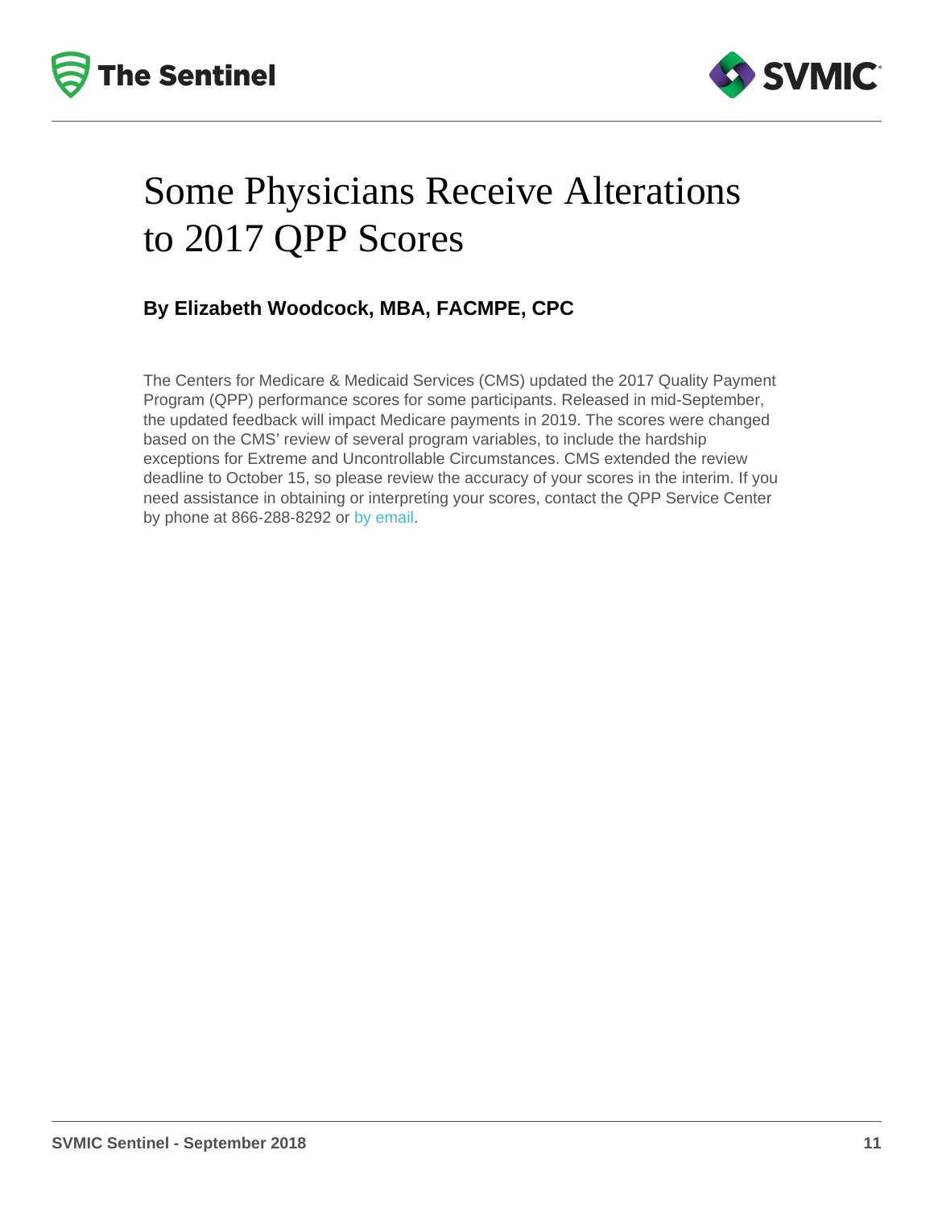# Some Physicians Receive Alterations to 2017 QPP Scores

**By Elizabeth Woodcock, MBA, FACMPE, CPC**

The Centers for Medicare & Medicaid Services (CMS) updated the 2017 Quality Payment Program (QPP) performance scores for some participants. Released in mid-September, the updated feedback will impact Medicare payments in 2019. The scores were changed based on the CMS' review of several program variables, to include the hardship exceptions for Extreme and Uncontrollable Circumstances. CMS extended the review deadline to October 15, so please review the accuracy of your scores in the interim. If you need assistance in obtaining or interpreting your scores, contact the QPP Service Center by phone at 866-288-8292 or by email.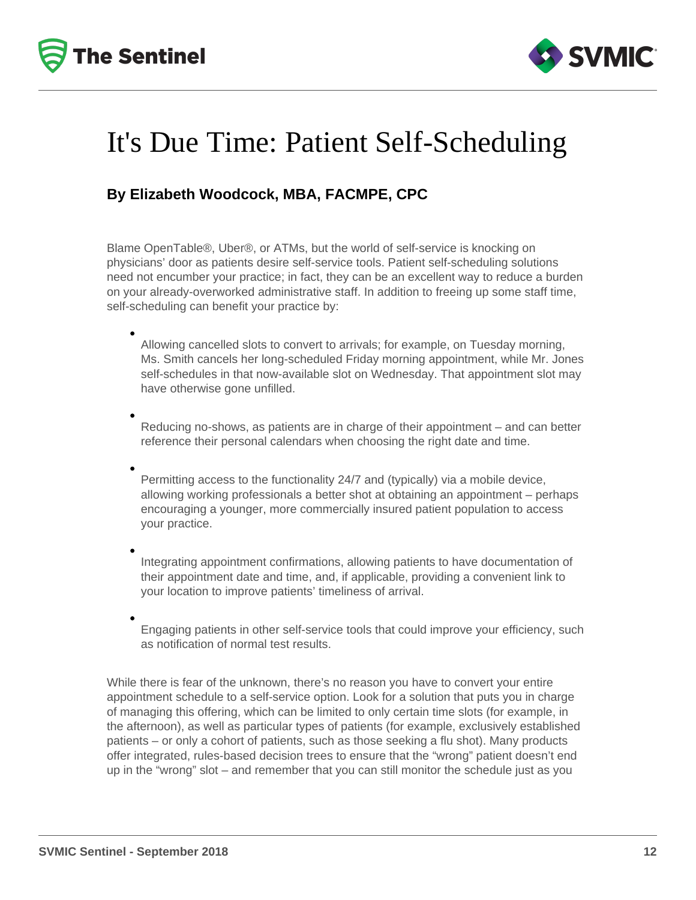# It's Due Time: Patient Self-Scheduling

**By Elizabeth Woodcock, MBA, FACMPE, CPC**

Blame OpenTable®, Uber®, or ATMs, but the world of self-service is knocking on physicians' door as patients desire self-service tools. Patient self-scheduling solutions need not encumber your practice; in fact, they can be an excellent way to reduce a burden on your already-overworked administrative staff. In addition to freeing up some staff time, self-scheduling can benefit your practice by:

- Allowing cancelled slots to convert to arrivals; for example, on Tuesday morning, Ms. Smith cancels her long-scheduled Friday morning appointment, while Mr. Jones self-schedules in that now-available slot on Wednesday. That appointment slot may have otherwise gone unfilled.
- Reducing no-shows, as patients are in charge of their appointment – and can better reference their personal calendars when choosing the right date and time.
- Permitting access to the functionality 24/7 and (typically) via a mobile device, allowing working professionals a better shot at obtaining an appointment – perhaps encouraging a younger, more commercially insured patient population to access your practice.
- Integrating appointment confirmations, allowing patients to have documentation of their appointment date and time, and, if applicable, providing a convenient link to your location to improve patients' timeliness of arrival.
- Engaging patients in other self-service tools that could improve your efficiency, such as notification of normal test results.

While there is fear of the unknown, there's no reason you have to convert your entire appointment schedule to a self-service option. Look for a solution that puts you in charge of managing this offering, which can be limited to only certain time slots (for example, in the afternoon), as well as particular types of patients (for example, exclusively established patients – or only a cohort of patients, such as those seeking a flu shot). Many products offer integrated, rules-based decision trees to ensure that the "wrong" patient doesn't end up in the "wrong" slot – and remember that you can still monitor the schedule just as you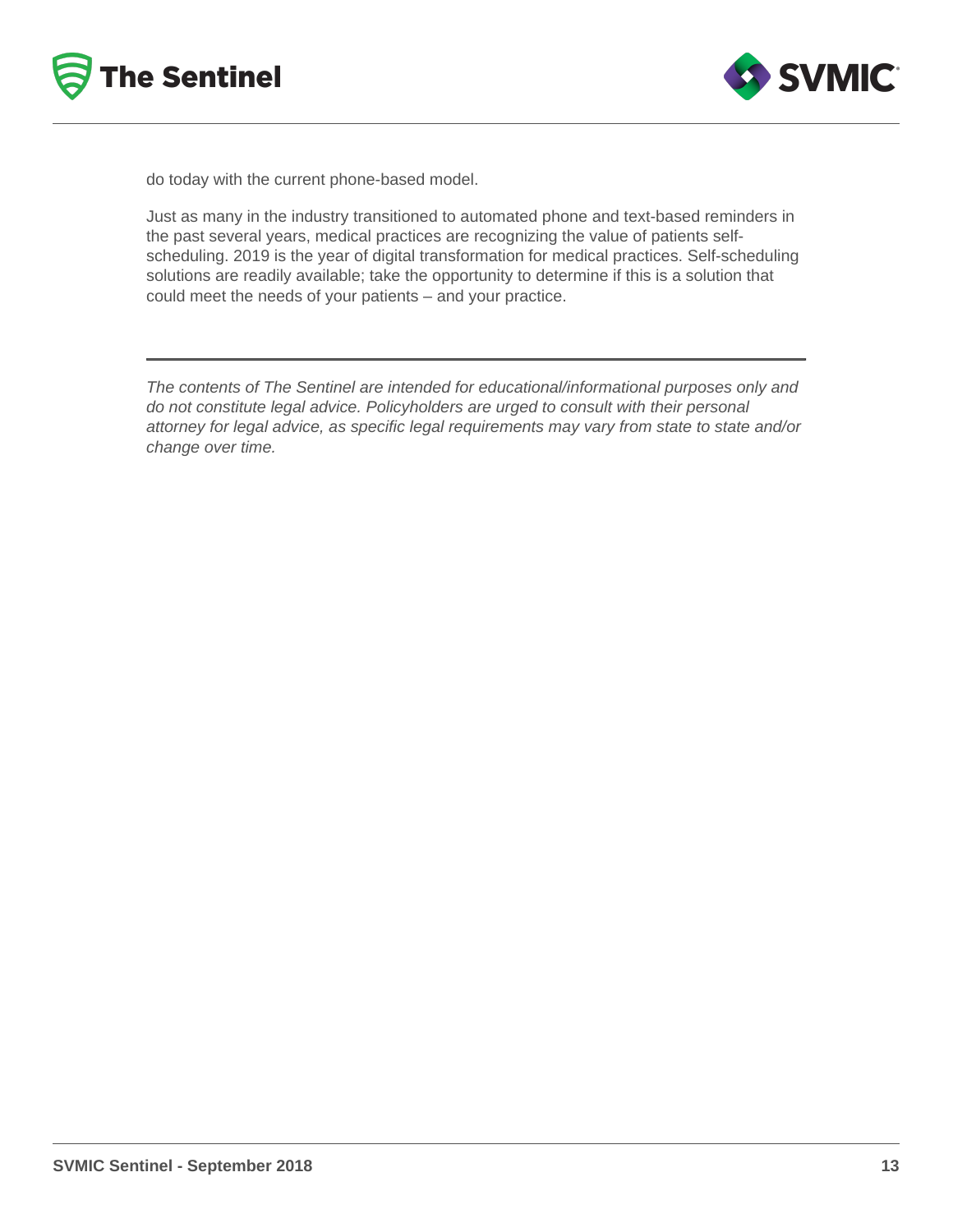do today with the current phone-based model.

Just as many in the industry transitioned to automated phone and text-based reminders in the past several years, medical practices are recognizing the value of patients self-scheduling. 2019 is the year of digital transformation for medical practices. Self-scheduling solutions are readily available; take the opportunity to determine if this is a solution that could meet the needs of your patients – and your practice.

---

*The contents of The Sentinel are intended for educational/informational purposes only and do not constitute legal advice. Policyholders are urged to consult with their personal attorney for legal advice, as specific legal requirements may vary from state to state and/or change over time.*